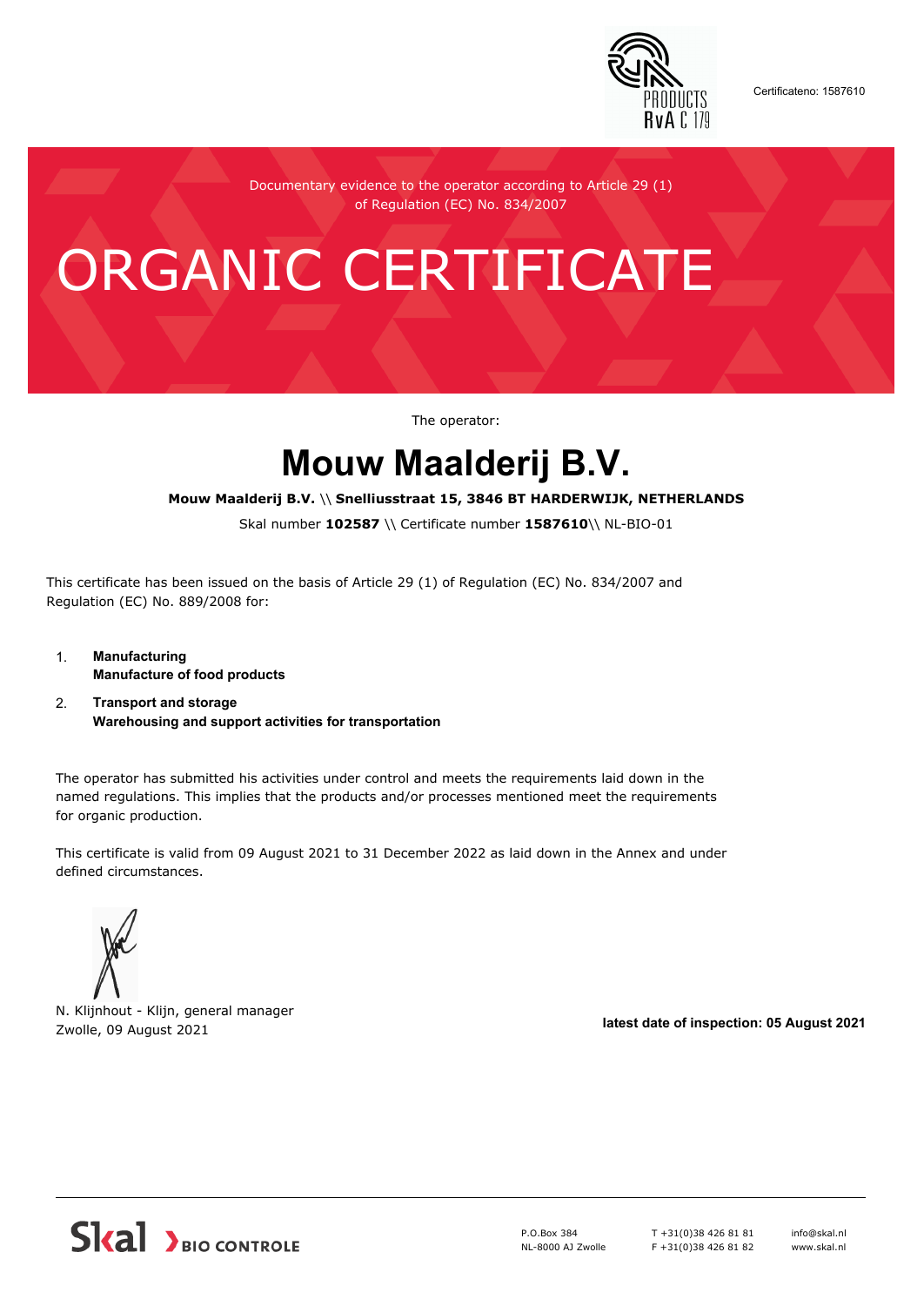Certificateno: 1587610

Documentary evidence to the operator according to Article 29 (1) of Regulation (EC) No. 834/2007

# ORGANIC CERTIFICATE

The operator:

# Mouw Maalderij B.V.

**Mouw Maalderij B.V.** \\ **Snelliusstraat 15, 3846 BT HARDERWIJK, NETHERLANDS**

Skal number **102587** \\ Certificate number **1587610**\\ NL-BIO-01

This certificate has been issued on the basis of Article 29 (1) of Regulation (EC) No. 834/2007 and Regulation (EC) No. 889/2008 for:

1. **Manufacturing**
   **Manufacture of food products**
2. **Transport and storage**
   **Warehousing and support activities for transportation**

The operator has submitted his activities under control and meets the requirements laid down in the named regulations. This implies that the products and/or processes mentioned meet the requirements for organic production.

This certificate is valid from 09 August 2021 to 31 December 2022 as laid down in the Annex and under defined circumstances.

N. Klijnhout - Klijn, general manager
Zwolle, 09 August 2021

**latest date of inspection: 05 August 2021**

Skal BIO CONTROLE

P.O.Box 384
NL-8000 AJ Zwolle

T +31(0)38 426 81 81
F +31(0)38 426 81 82

info@skal.nl
www.skal.nl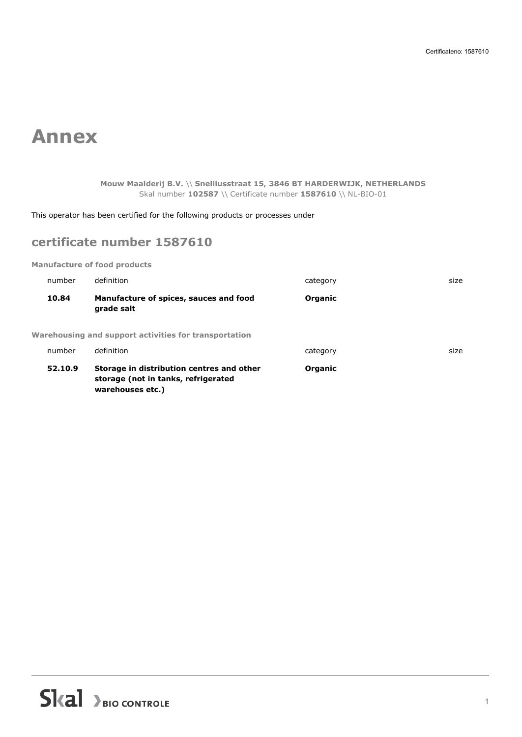# Annex

**Mouw Maalderij B.V.** \\ **Snelliusstraat 15, 3846 BT HARDERWIJK, NETHERLANDS**
Skal number **102587** \\ Certificate number **1587610** \\ NL-BIO-01

This operator has been certified for the following products or processes under

## certificate number 1587610

**Manufacture of food products**

| number | definition | category | size |
|---|---|---|---|
| **10.84** | **Manufacture of spices, sauces and food grade salt** | **Organic** | |

**Warehousing and support activities for transportation**

| number | definition | category | size |
|---|---|---|---|
| **52.10.9** | **Storage in distribution centres and other storage (not in tanks, refrigerated warehouses etc.)** | **Organic** | |